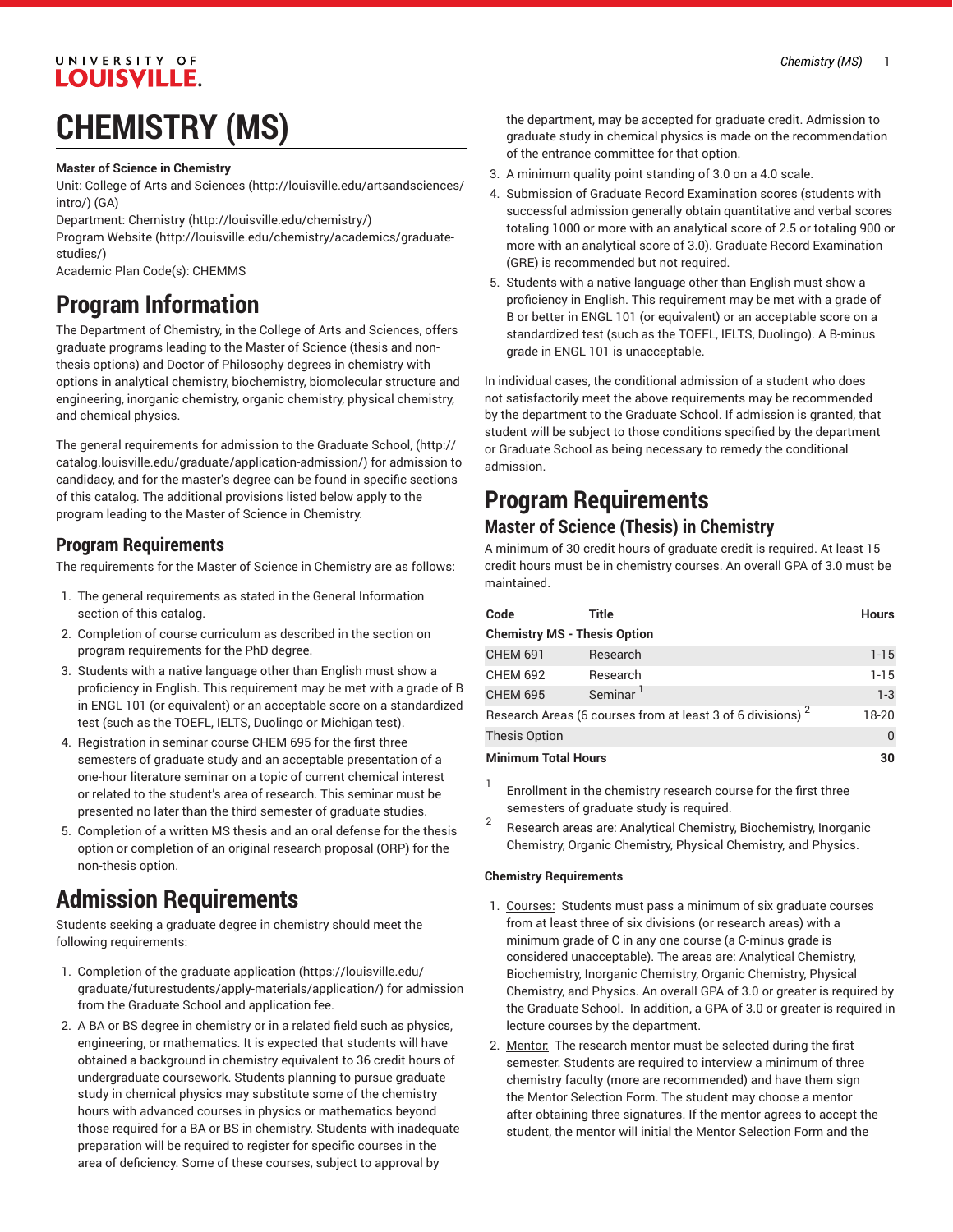# CHEMISTRY (MS)

**Master of Science in Chemistry**

Unit: College of Arts and Sciences (http://louisville.edu/artsandsciences/intro/) (GA)

Department: Chemistry (http://louisville.edu/chemistry/)

Program Website (http://louisville.edu/chemistry/academics/graduate-studies/)

Academic Plan Code(s): CHEMMS

# Program Information

The Department of Chemistry, in the College of Arts and Sciences, offers graduate programs leading to the Master of Science (thesis and non-thesis options) and Doctor of Philosophy degrees in chemistry with options in analytical chemistry, biochemistry, biomolecular structure and engineering, inorganic chemistry, organic chemistry, physical chemistry, and chemical physics.

The general requirements for admission to the Graduate School, (http://catalog.louisville.edu/graduate/application-admission/) for admission to candidacy, and for the master's degree can be found in specific sections of this catalog. The additional provisions listed below apply to the program leading to the Master of Science in Chemistry.

## Program Requirements

The requirements for the Master of Science in Chemistry are as follows:

1. The general requirements as stated in the General Information section of this catalog.
2. Completion of course curriculum as described in the section on program requirements for the PhD degree.
3. Students with a native language other than English must show a proficiency in English. This requirement may be met with a grade of B in ENGL 101 (or equivalent) or an acceptable score on a standardized test (such as the TOEFL, IELTS, Duolingo or Michigan test).
4. Registration in seminar course CHEM 695 for the first three semesters of graduate study and an acceptable presentation of a one-hour literature seminar on a topic of current chemical interest or related to the student's area of research. This seminar must be presented no later than the third semester of graduate studies.
5. Completion of a written MS thesis and an oral defense for the thesis option or completion of an original research proposal (ORP) for the non-thesis option.

# Admission Requirements

Students seeking a graduate degree in chemistry should meet the following requirements:

1. Completion of the graduate application (https://louisville.edu/graduate/futurestudents/apply-materials/application/) for admission from the Graduate School and application fee.
2. A BA or BS degree in chemistry or in a related field such as physics, engineering, or mathematics. It is expected that students will have obtained a background in chemistry equivalent to 36 credit hours of undergraduate coursework. Students planning to pursue graduate study in chemical physics may substitute some of the chemistry hours with advanced courses in physics or mathematics beyond those required for a BA or BS in chemistry. Students with inadequate preparation will be required to register for specific courses in the area of deficiency. Some of these courses, subject to approval by the department, may be accepted for graduate credit. Admission to graduate study in chemical physics is made on the recommendation of the entrance committee for that option.
3. A minimum quality point standing of 3.0 on a 4.0 scale.
4. Submission of Graduate Record Examination scores (students with successful admission generally obtain quantitative and verbal scores totaling 1000 or more with an analytical score of 2.5 or totaling 900 or more with an analytical score of 3.0). Graduate Record Examination (GRE) is recommended but not required.
5. Students with a native language other than English must show a proficiency in English. This requirement may be met with a grade of B or better in ENGL 101 (or equivalent) or an acceptable score on a standardized test (such as the TOEFL, IELTS, Duolingo). A B-minus grade in ENGL 101 is unacceptable.

In individual cases, the conditional admission of a student who does not satisfactorily meet the above requirements may be recommended by the department to the Graduate School. If admission is granted, that student will be subject to those conditions specified by the department or Graduate School as being necessary to remedy the conditional admission.

# Program Requirements

## Master of Science (Thesis) in Chemistry

A minimum of 30 credit hours of graduate credit is required. At least 15 credit hours must be in chemistry courses. An overall GPA of 3.0 must be maintained.

| Code | Title | Hours |
|---|---|---|
| **Chemistry MS - Thesis Option** | | |
| CHEM 691 | Research | 1-15 |
| CHEM 692 | Research | 1-15 |
| CHEM 695 | Seminar [1] | 1-3 |
| Research Areas (6 courses from at least 3 of 6 divisions) [2] | | 18-20 |
| Thesis Option | | 0 |
| **Minimum Total Hours** | | **30** |

[1] Enrollment in the chemistry research course for the first three semesters of graduate study is required.

[2] Research areas are: Analytical Chemistry, Biochemistry, Inorganic Chemistry, Organic Chemistry, Physical Chemistry, and Physics.

#### Chemistry Requirements

1. Courses: Students must pass a minimum of six graduate courses from at least three of six divisions (or research areas) with a minimum grade of C in any one course (a C-minus grade is considered unacceptable). The areas are: Analytical Chemistry, Biochemistry, Inorganic Chemistry, Organic Chemistry, Physical Chemistry, and Physics. An overall GPA of 3.0 or greater is required by the Graduate School. In addition, a GPA of 3.0 or greater is required in lecture courses by the department.
2. Mentor: The research mentor must be selected during the first semester. Students are required to interview a minimum of three chemistry faculty (more are recommended) and have them sign the Mentor Selection Form. The student may choose a mentor after obtaining three signatures. If the mentor agrees to accept the student, the mentor will initial the Mentor Selection Form and the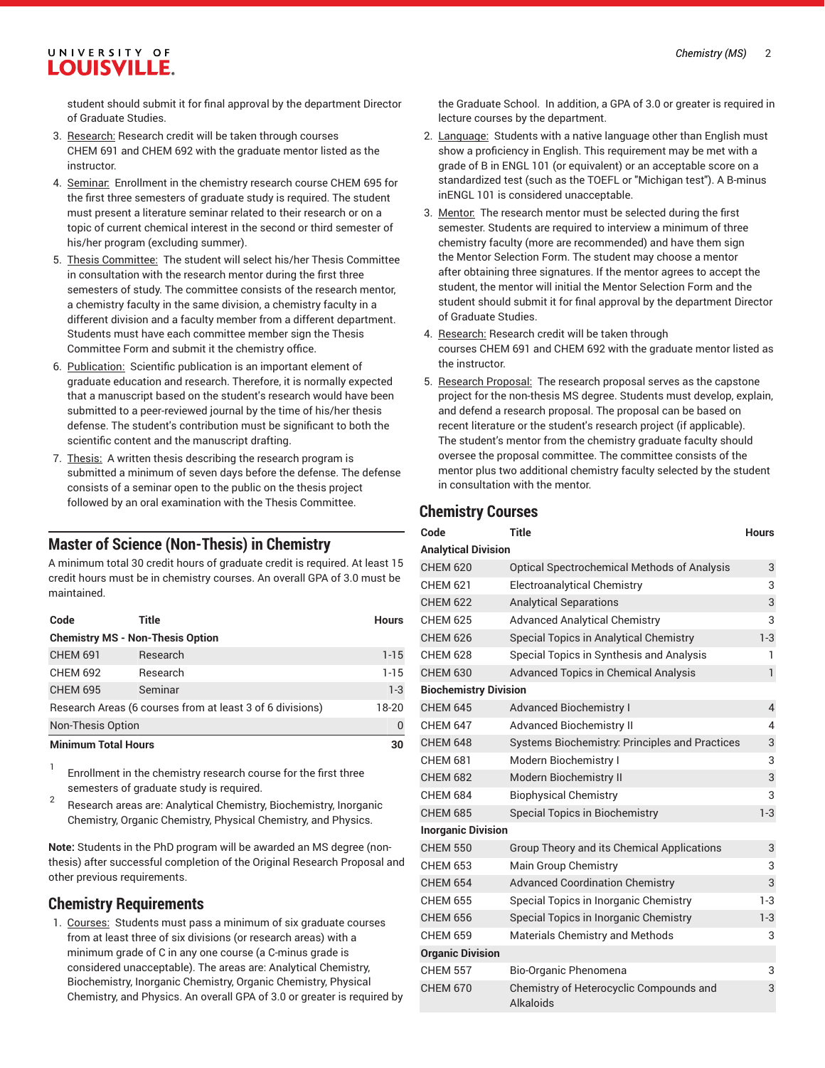student should submit it for final approval by the department Director of Graduate Studies.

3. Research: Research credit will be taken through courses CHEM 691 and CHEM 692 with the graduate mentor listed as the instructor.
4. Seminar: Enrollment in the chemistry research course CHEM 695 for the first three semesters of graduate study is required. The student must present a literature seminar related to their research or on a topic of current chemical interest in the second or third semester of his/her program (excluding summer).
5. Thesis Committee: The student will select his/her Thesis Committee in consultation with the research mentor during the first three semesters of study. The committee consists of the research mentor, a chemistry faculty in the same division, a chemistry faculty in a different division and a faculty member from a different department. Students must have each committee member sign the Thesis Committee Form and submit it the chemistry office.
6. Publication: Scientific publication is an important element of graduate education and research. Therefore, it is normally expected that a manuscript based on the student's research would have been submitted to a peer-reviewed journal by the time of his/her thesis defense. The student's contribution must be significant to both the scientific content and the manuscript drafting.
7. Thesis: A written thesis describing the research program is submitted a minimum of seven days before the defense. The defense consists of a seminar open to the public on the thesis project followed by an oral examination with the Thesis Committee.

## Master of Science (Non-Thesis) in Chemistry

A minimum total 30 credit hours of graduate credit is required. At least 15 credit hours must be in chemistry courses. An overall GPA of 3.0 must be maintained.

| Code | Title | Hours |
|---|---|---|
| **Chemistry MS - Non-Thesis Option** | | |
| CHEM 691 | Research | 1-15 |
| CHEM 692 | Research | 1-15 |
| CHEM 695 | Seminar | 1-3 |
| Research Areas (6 courses from at least 3 of 6 divisions) | | 18-20 |
| Non-Thesis Option | | 0 |
| **Minimum Total Hours** | | **30** |

[1] Enrollment in the chemistry research course for the first three semesters of graduate study is required.

[2] Research areas are: Analytical Chemistry, Biochemistry, Inorganic Chemistry, Organic Chemistry, Physical Chemistry, and Physics.

**Note:** Students in the PhD program will be awarded an MS degree (non-thesis) after successful completion of the Original Research Proposal and other previous requirements.

## Chemistry Requirements

1. Courses: Students must pass a minimum of six graduate courses from at least three of six divisions (or research areas) with a minimum grade of C in any one course (a C-minus grade is considered unacceptable). The areas are: Analytical Chemistry, Biochemistry, Inorganic Chemistry, Organic Chemistry, Physical Chemistry, and Physics. An overall GPA of 3.0 or greater is required by the Graduate School. In addition, a GPA of 3.0 or greater is required in lecture courses by the department.
2. Language: Students with a native language other than English must show a proficiency in English. This requirement may be met with a grade of B in ENGL 101 (or equivalent) or an acceptable score on a standardized test (such as the TOEFL or "Michigan test"). A B-minus inENGL 101 is considered unacceptable.
3. Mentor: The research mentor must be selected during the first semester. Students are required to interview a minimum of three chemistry faculty (more are recommended) and have them sign the Mentor Selection Form. The student may choose a mentor after obtaining three signatures. If the mentor agrees to accept the student, the mentor will initial the Mentor Selection Form and the student should submit it for final approval by the department Director of Graduate Studies.
4. Research: Research credit will be taken through courses CHEM 691 and CHEM 692 with the graduate mentor listed as the instructor.
5. Research Proposal: The research proposal serves as the capstone project for the non-thesis MS degree. Students must develop, explain, and defend a research proposal. The proposal can be based on recent literature or the student's research project (if applicable). The student's mentor from the chemistry graduate faculty should oversee the proposal committee. The committee consists of the mentor plus two additional chemistry faculty selected by the student in consultation with the mentor.

## Chemistry Courses

| Code | Title | Hours |
|---|---|---|
| **Analytical Division** | | |
| CHEM 620 | Optical Spectrochemical Methods of Analysis | 3 |
| CHEM 621 | Electroanalytical Chemistry | 3 |
| CHEM 622 | Analytical Separations | 3 |
| CHEM 625 | Advanced Analytical Chemistry | 3 |
| CHEM 626 | Special Topics in Analytical Chemistry | 1-3 |
| CHEM 628 | Special Topics in Synthesis and Analysis | 1 |
| CHEM 630 | Advanced Topics in Chemical Analysis | 1 |
| **Biochemistry Division** | | |
| CHEM 645 | Advanced Biochemistry I | 4 |
| CHEM 647 | Advanced Biochemistry II | 4 |
| CHEM 648 | Systems Biochemistry: Principles and Practices | 3 |
| CHEM 681 | Modern Biochemistry I | 3 |
| CHEM 682 | Modern Biochemistry II | 3 |
| CHEM 684 | Biophysical Chemistry | 3 |
| CHEM 685 | Special Topics in Biochemistry | 1-3 |
| **Inorganic Division** | | |
| CHEM 550 | Group Theory and its Chemical Applications | 3 |
| CHEM 653 | Main Group Chemistry | 3 |
| CHEM 654 | Advanced Coordination Chemistry | 3 |
| CHEM 655 | Special Topics in Inorganic Chemistry | 1-3 |
| CHEM 656 | Special Topics in Inorganic Chemistry | 1-3 |
| CHEM 659 | Materials Chemistry and Methods | 3 |
| **Organic Division** | | |
| CHEM 557 | Bio-Organic Phenomena | 3 |
| CHEM 670 | Chemistry of Heterocyclic Compounds and Alkaloids | 3 |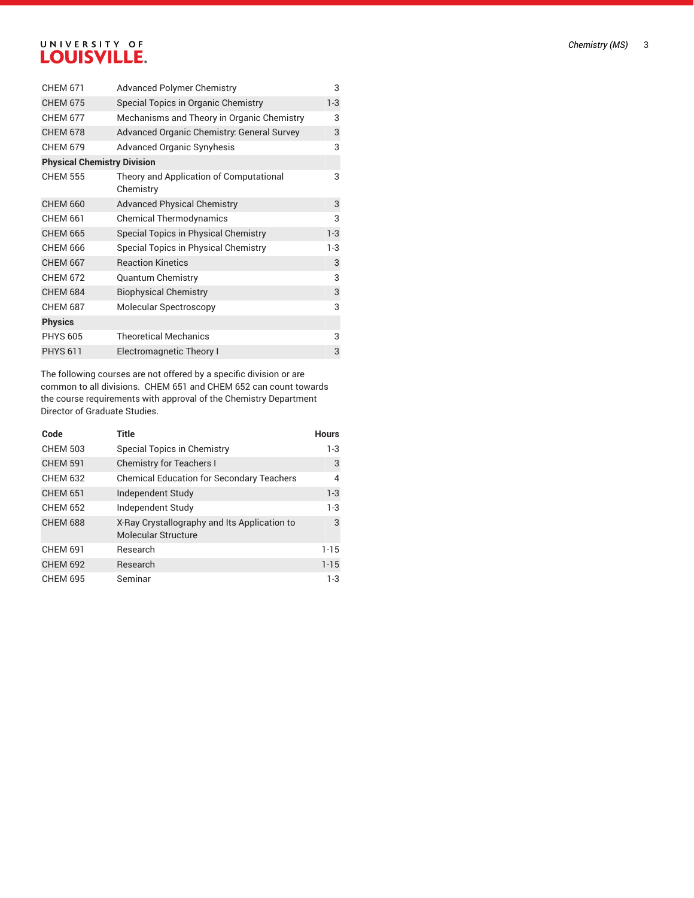| | | |
|---|---|---|
| CHEM 671 | Advanced Polymer Chemistry | 3 |
| CHEM 675 | Special Topics in Organic Chemistry | 1-3 |
| CHEM 677 | Mechanisms and Theory in Organic Chemistry | 3 |
| CHEM 678 | Advanced Organic Chemistry: General Survey | 3 |
| CHEM 679 | Advanced Organic Synyhesis | 3 |
| **Physical Chemistry Division** | | |
| CHEM 555 | Theory and Application of Computational Chemistry | 3 |
| CHEM 660 | Advanced Physical Chemistry | 3 |
| CHEM 661 | Chemical Thermodynamics | 3 |
| CHEM 665 | Special Topics in Physical Chemistry | 1-3 |
| CHEM 666 | Special Topics in Physical Chemistry | 1-3 |
| CHEM 667 | Reaction Kinetics | 3 |
| CHEM 672 | Quantum Chemistry | 3 |
| CHEM 684 | Biophysical Chemistry | 3 |
| CHEM 687 | Molecular Spectroscopy | 3 |
| **Physics** | | |
| PHYS 605 | Theoretical Mechanics | 3 |
| PHYS 611 | Electromagnetic Theory I | 3 |

The following courses are not offered by a specific division or are common to all divisions. CHEM 651 and CHEM 652 can count towards the course requirements with approval of the Chemistry Department Director of Graduate Studies.

| Code | Title | Hours |
|---|---|---|
| CHEM 503 | Special Topics in Chemistry | 1-3 |
| CHEM 591 | Chemistry for Teachers I | 3 |
| CHEM 632 | Chemical Education for Secondary Teachers | 4 |
| CHEM 651 | Independent Study | 1-3 |
| CHEM 652 | Independent Study | 1-3 |
| CHEM 688 | X-Ray Crystallography and Its Application to Molecular Structure | 3 |
| CHEM 691 | Research | 1-15 |
| CHEM 692 | Research | 1-15 |
| CHEM 695 | Seminar | 1-3 |